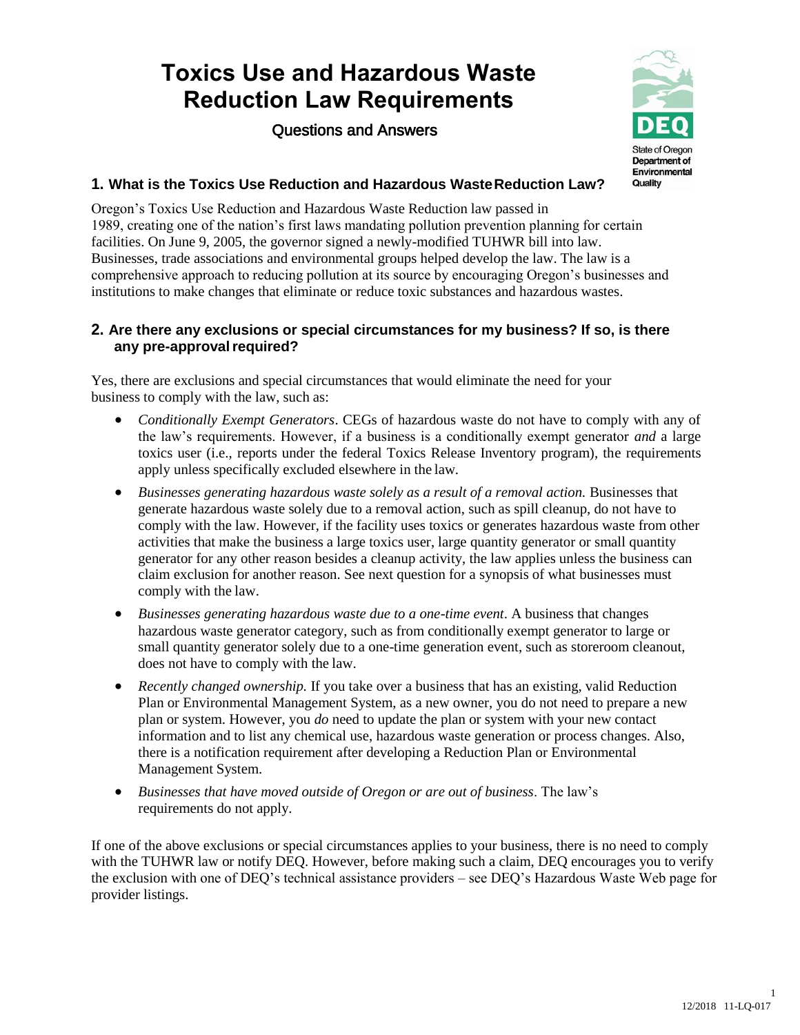# Toxics Use and Hazardous Waste Reduction Law Requirements

## Questions and Answers

State of Oregon Department of Environmental Quality

### 1. What is the Toxics Use Reduction and Hazardous Waste Reduction Law?

Oregon's Toxics Use Reduction and Hazardous Waste Reduction law passed in 1989, creating one of the nation's first laws mandating pollution prevention planning for certain facilities. On June 9, 2005, the governor signed a newly-modified TUHWR bill into law. Businesses, trade associations and environmental groups helped develop the law. The law is a comprehensive approach to reducing pollution at its source by encouraging Oregon's businesses and institutions to make changes that eliminate or reduce toxic substances and hazardous wastes.

### 2. Are there any exclusions or special circumstances for my business? If so, is there any pre-approval required?

Yes, there are exclusions and special circumstances that would eliminate the need for your business to comply with the law, such as:

- *Conditionally Exempt Generators*. CEGs of hazardous waste do not have to comply with any of the law's requirements. However, if a business is a conditionally exempt generator *and* a large toxics user (i.e., reports under the federal Toxics Release Inventory program), the requirements apply unless specifically excluded elsewhere in the law.
- *Businesses generating hazardous waste solely as a result of a removal action.* Businesses that generate hazardous waste solely due to a removal action, such as spill cleanup, do not have to comply with the law. However, if the facility uses toxics or generates hazardous waste from other activities that make the business a large toxics user, large quantity generator or small quantity generator for any other reason besides a cleanup activity, the law applies unless the business can claim exclusion for another reason. See next question for a synopsis of what businesses must comply with the law.
- *Businesses generating hazardous waste due to a one-time event*. A business that changes hazardous waste generator category, such as from conditionally exempt generator to large or small quantity generator solely due to a one-time generation event, such as storeroom cleanout, does not have to comply with the law.
- *Recently changed ownership.* If you take over a business that has an existing, valid Reduction Plan or Environmental Management System, as a new owner, you do not need to prepare a new plan or system. However, you *do* need to update the plan or system with your new contact information and to list any chemical use, hazardous waste generation or process changes. Also, there is a notification requirement after developing a Reduction Plan or Environmental Management System.
- *Businesses that have moved outside of Oregon or are out of business*. The law's requirements do not apply.

If one of the above exclusions or special circumstances applies to your business, there is no need to comply with the TUHWR law or notify DEQ. However, before making such a claim, DEQ encourages you to verify the exclusion with one of DEQ's technical assistance providers – see DEQ's Hazardous Waste Web page for provider listings.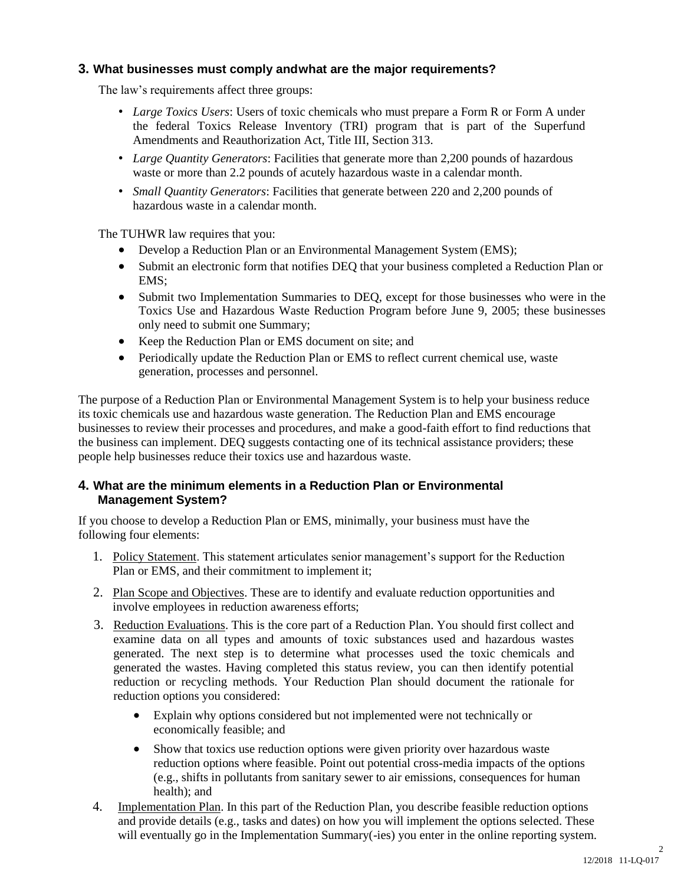### 3. What businesses must comply andwhat are the major requirements?

The law's requirements affect three groups:

- *Large Toxics Users*: Users of toxic chemicals who must prepare a Form R or Form A under the federal Toxics Release Inventory (TRI) program that is part of the Superfund Amendments and Reauthorization Act, Title III, Section 313.
- *Large Quantity Generators*: Facilities that generate more than 2,200 pounds of hazardous waste or more than 2.2 pounds of acutely hazardous waste in a calendar month.
- *Small Quantity Generators*: Facilities that generate between 220 and 2,200 pounds of hazardous waste in a calendar month.

The TUHWR law requires that you:

- Develop a Reduction Plan or an Environmental Management System (EMS);
- Submit an electronic form that notifies DEQ that your business completed a Reduction Plan or EMS;
- Submit two Implementation Summaries to DEQ, except for those businesses who were in the Toxics Use and Hazardous Waste Reduction Program before June 9, 2005; these businesses only need to submit one Summary;
- Keep the Reduction Plan or EMS document on site; and
- Periodically update the Reduction Plan or EMS to reflect current chemical use, waste generation, processes and personnel.

The purpose of a Reduction Plan or Environmental Management System is to help your business reduce its toxic chemicals use and hazardous waste generation. The Reduction Plan and EMS encourage businesses to review their processes and procedures, and make a good-faith effort to find reductions that the business can implement. DEQ suggests contacting one of its technical assistance providers; these people help businesses reduce their toxics use and hazardous waste.

### 4. What are the minimum elements in a Reduction Plan or Environmental Management System?

If you choose to develop a Reduction Plan or EMS, minimally, your business must have the following four elements:

1. Policy Statement. This statement articulates senior management's support for the Reduction Plan or EMS, and their commitment to implement it;
2. Plan Scope and Objectives. These are to identify and evaluate reduction opportunities and involve employees in reduction awareness efforts;
3. Reduction Evaluations. This is the core part of a Reduction Plan. You should first collect and examine data on all types and amounts of toxic substances used and hazardous wastes generated. The next step is to determine what processes used the toxic chemicals and generated the wastes. Having completed this status review, you can then identify potential reduction or recycling methods. Your Reduction Plan should document the rationale for reduction options you considered:
    - Explain why options considered but not implemented were not technically or economically feasible; and
    - Show that toxics use reduction options were given priority over hazardous waste reduction options where feasible. Point out potential cross-media impacts of the options (e.g., shifts in pollutants from sanitary sewer to air emissions, consequences for human health); and
4. Implementation Plan. In this part of the Reduction Plan, you describe feasible reduction options and provide details (e.g., tasks and dates) on how you will implement the options selected. These will eventually go in the Implementation Summary(-ies) you enter in the online reporting system.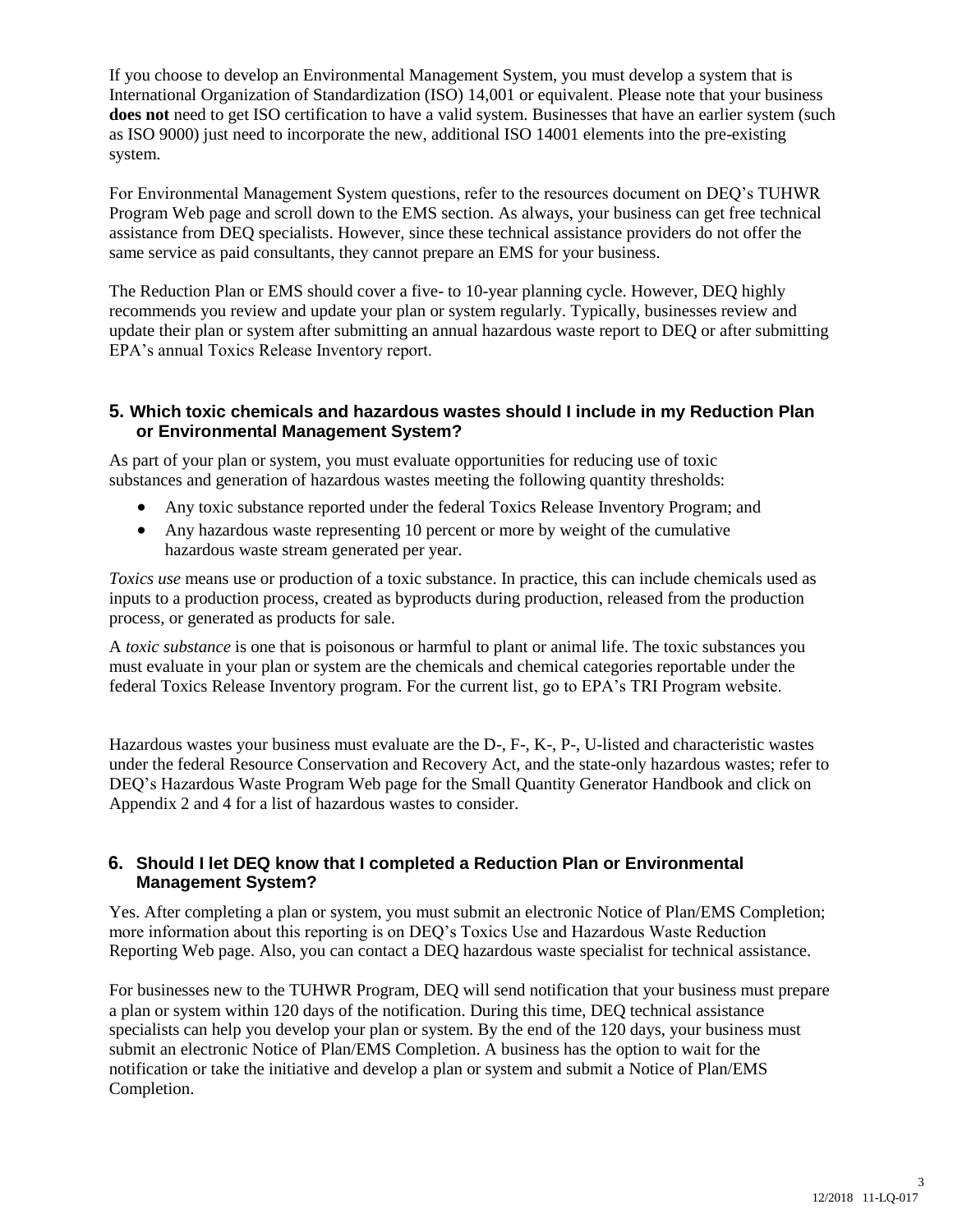If you choose to develop an Environmental Management System, you must develop a system that is International Organization of Standardization (ISO) 14,001 or equivalent. Please note that your business **does not** need to get ISO certification to have a valid system. Businesses that have an earlier system (such as ISO 9000) just need to incorporate the new, additional ISO 14001 elements into the pre-existing system.

For Environmental Management System questions, refer to the resources document on DEQ's TUHWR Program Web page and scroll down to the EMS section. As always, your business can get free technical assistance from DEQ specialists. However, since these technical assistance providers do not offer the same service as paid consultants, they cannot prepare an EMS for your business.

The Reduction Plan or EMS should cover a five- to 10-year planning cycle. However, DEQ highly recommends you review and update your plan or system regularly. Typically, businesses review and update their plan or system after submitting an annual hazardous waste report to DEQ or after submitting EPA's annual Toxics Release Inventory report.

## 5. Which toxic chemicals and hazardous wastes should I include in my Reduction Plan or Environmental Management System?

As part of your plan or system, you must evaluate opportunities for reducing use of toxic substances and generation of hazardous wastes meeting the following quantity thresholds:

- Any toxic substance reported under the federal Toxics Release Inventory Program; and
- Any hazardous waste representing 10 percent or more by weight of the cumulative hazardous waste stream generated per year.

*Toxics use* means use or production of a toxic substance. In practice, this can include chemicals used as inputs to a production process, created as byproducts during production, released from the production process, or generated as products for sale.

A *toxic substance* is one that is poisonous or harmful to plant or animal life. The toxic substances you must evaluate in your plan or system are the chemicals and chemical categories reportable under the federal Toxics Release Inventory program. For the current list, go to EPA's TRI Program website.

Hazardous wastes your business must evaluate are the D-, F-, K-, P-, U-listed and characteristic wastes under the federal Resource Conservation and Recovery Act, and the state-only hazardous wastes; refer to DEQ's Hazardous Waste Program Web page for the Small Quantity Generator Handbook and click on Appendix 2 and 4 for a list of hazardous wastes to consider.

## 6. Should I let DEQ know that I completed a Reduction Plan or Environmental Management System?

Yes. After completing a plan or system, you must submit an electronic Notice of Plan/EMS Completion; more information about this reporting is on DEQ's Toxics Use and Hazardous Waste Reduction Reporting Web page. Also, you can contact a DEQ hazardous waste specialist for technical assistance.

For businesses new to the TUHWR Program, DEQ will send notification that your business must prepare a plan or system within 120 days of the notification. During this time, DEQ technical assistance specialists can help you develop your plan or system. By the end of the 120 days, your business must submit an electronic Notice of Plan/EMS Completion. A business has the option to wait for the notification or take the initiative and develop a plan or system and submit a Notice of Plan/EMS Completion.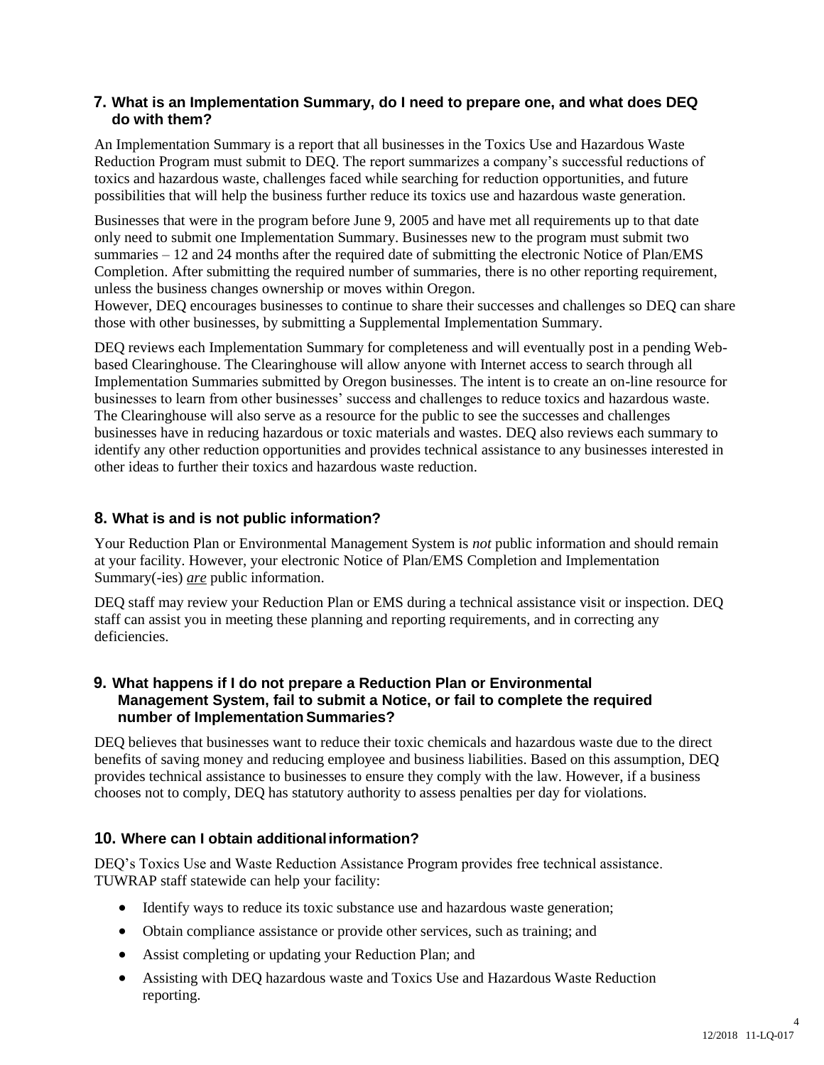## 7. What is an Implementation Summary, do I need to prepare one, and what does DEQ do with them?

An Implementation Summary is a report that all businesses in the Toxics Use and Hazardous Waste Reduction Program must submit to DEQ. The report summarizes a company's successful reductions of toxics and hazardous waste, challenges faced while searching for reduction opportunities, and future possibilities that will help the business further reduce its toxics use and hazardous waste generation.

Businesses that were in the program before June 9, 2005 and have met all requirements up to that date only need to submit one Implementation Summary. Businesses new to the program must submit two summaries – 12 and 24 months after the required date of submitting the electronic Notice of Plan/EMS Completion. After submitting the required number of summaries, there is no other reporting requirement, unless the business changes ownership or moves within Oregon.
However, DEQ encourages businesses to continue to share their successes and challenges so DEQ can share those with other businesses, by submitting a Supplemental Implementation Summary.

DEQ reviews each Implementation Summary for completeness and will eventually post in a pending Web-based Clearinghouse. The Clearinghouse will allow anyone with Internet access to search through all Implementation Summaries submitted by Oregon businesses. The intent is to create an on-line resource for businesses to learn from other businesses' success and challenges to reduce toxics and hazardous waste. The Clearinghouse will also serve as a resource for the public to see the successes and challenges businesses have in reducing hazardous or toxic materials and wastes. DEQ also reviews each summary to identify any other reduction opportunities and provides technical assistance to any businesses interested in other ideas to further their toxics and hazardous waste reduction.

## 8. What is and is not public information?

Your Reduction Plan or Environmental Management System is *not* public information and should remain at your facility. However, your electronic Notice of Plan/EMS Completion and Implementation Summary(-ies) ***are*** public information.

DEQ staff may review your Reduction Plan or EMS during a technical assistance visit or inspection. DEQ staff can assist you in meeting these planning and reporting requirements, and in correcting any deficiencies.

## 9. What happens if I do not prepare a Reduction Plan or Environmental Management System, fail to submit a Notice, or fail to complete the required number of Implementation Summaries?

DEQ believes that businesses want to reduce their toxic chemicals and hazardous waste due to the direct benefits of saving money and reducing employee and business liabilities. Based on this assumption, DEQ provides technical assistance to businesses to ensure they comply with the law. However, if a business chooses not to comply, DEQ has statutory authority to assess penalties per day for violations.

## 10. Where can I obtain additional information?

DEQ's Toxics Use and Waste Reduction Assistance Program provides free technical assistance. TUWRAP staff statewide can help your facility:

- Identify ways to reduce its toxic substance use and hazardous waste generation;
- Obtain compliance assistance or provide other services, such as training; and
- Assist completing or updating your Reduction Plan; and
- Assisting with DEQ hazardous waste and Toxics Use and Hazardous Waste Reduction reporting.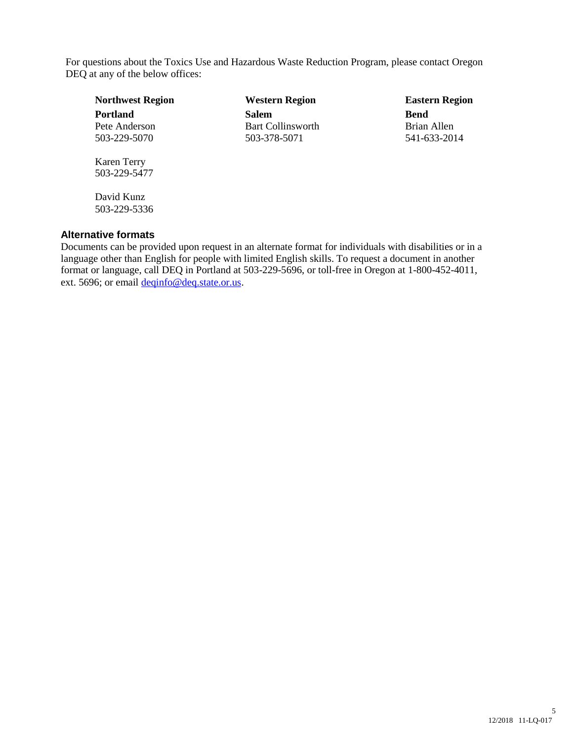For questions about the Toxics Use and Hazardous Waste Reduction Program, please contact Oregon DEQ at any of the below offices:

**Northwest Region**

**Portland**
Pete Anderson
503-229-5070

Karen Terry
503-229-5477

David Kunz
503-229-5336

**Western Region**

**Salem**
Bart Collinsworth
503-378-5071

**Eastern Region**

**Bend**
Brian Allen
541-633-2014

## Alternative formats

Documents can be provided upon request in an alternate format for individuals with disabilities or in a language other than English for people with limited English skills. To request a document in another format or language, call DEQ in Portland at 503-229-5696, or toll-free in Oregon at 1-800-452-4011, ext. 5696; or email deqinfo@deq.state.or.us.

12/2018 11-LQ-017